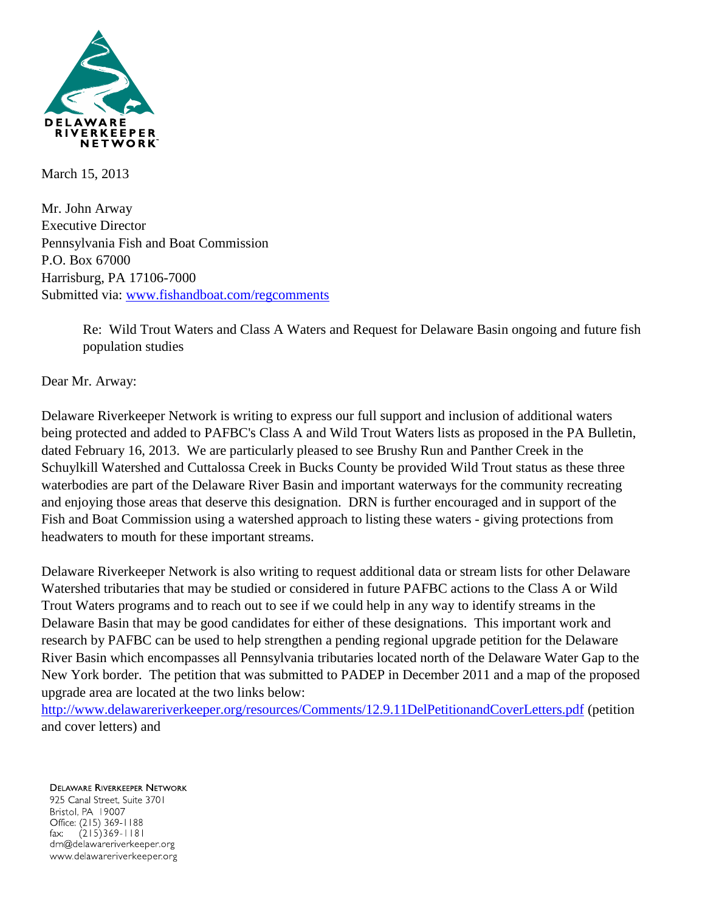DELAWARE RIVERKEEPER NETWORK

March 15, 2013

Mr. John Arway
Executive Director
Pennsylvania Fish and Boat Commission
P.O. Box 67000
Harrisburg, PA 17106-7000
Submitted via: [www.fishandboat.com/regcomments](http://www.fishandboat.com/regcomments)

> Re: Wild Trout Waters and Class A Waters and Request for Delaware Basin ongoing and future fish population studies

Dear Mr. Arway:

Delaware Riverkeeper Network is writing to express our full support and inclusion of additional waters being protected and added to PAFBC's Class A and Wild Trout Waters lists as proposed in the PA Bulletin, dated February 16, 2013. We are particularly pleased to see Brushy Run and Panther Creek in the Schuylkill Watershed and Cuttalossa Creek in Bucks County be provided Wild Trout status as these three waterbodies are part of the Delaware River Basin and important waterways for the community recreating and enjoying those areas that deserve this designation. DRN is further encouraged and in support of the Fish and Boat Commission using a watershed approach to listing these waters - giving protections from headwaters to mouth for these important streams.

Delaware Riverkeeper Network is also writing to request additional data or stream lists for other Delaware Watershed tributaries that may be studied or considered in future PAFBC actions to the Class A or Wild Trout Waters programs and to reach out to see if we could help in any way to identify streams in the Delaware Basin that may be good candidates for either of these designations. This important work and research by PAFBC can be used to help strengthen a pending regional upgrade petition for the Delaware River Basin which encompasses all Pennsylvania tributaries located north of the Delaware Water Gap to the New York border. The petition that was submitted to PADEP in December 2011 and a map of the proposed upgrade area are located at the two links below:
[http://www.delawareriverkeeper.org/resources/Comments/12.9.11DelPetitionandCoverLetters.pdf](http://www.delawareriverkeeper.org/resources/Comments/12.9.11DelPetitionandCoverLetters.pdf) (petition and cover letters) and

DELAWARE RIVERKEEPER NETWORK
925 Canal Street, Suite 3701
Bristol, PA 19007
Office: (215) 369-1188
fax: (215)369-1181
drn@delawareriverkeeper.org
www.delawareriverkeeper.org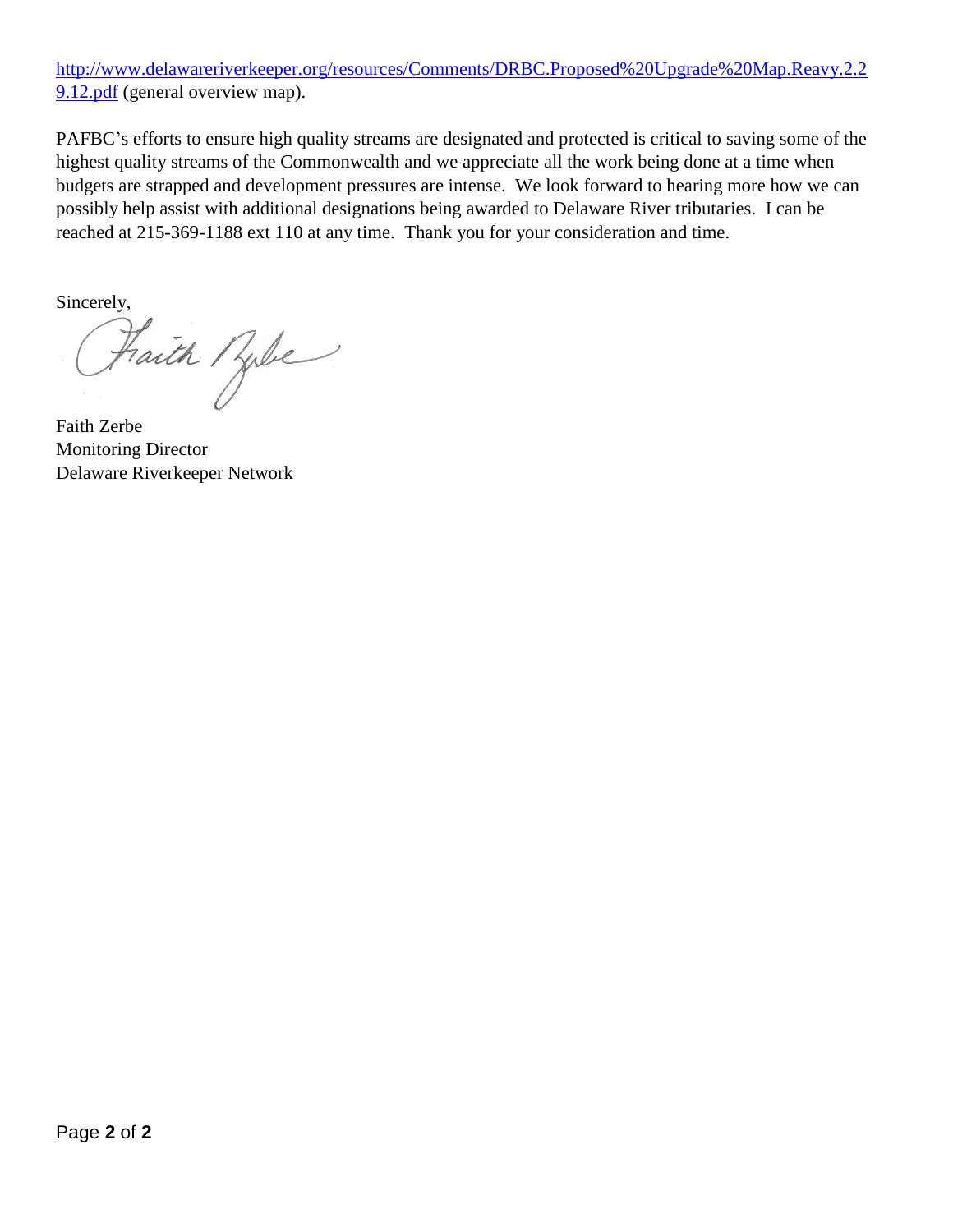http://www.delawareriverkeeper.org/resources/Comments/DRBC.Proposed%20Upgrade%20Map.Reavy.2.29.12.pdf (general overview map).

PAFBC's efforts to ensure high quality streams are designated and protected is critical to saving some of the highest quality streams of the Commonwealth and we appreciate all the work being done at a time when budgets are strapped and development pressures are intense. We look forward to hearing more how we can possibly help assist with additional designations being awarded to Delaware River tributaries. I can be reached at 215-369-1188 ext 110 at any time. Thank you for your consideration and time.

Sincerely,

Faith Zerbe
Monitoring Director
Delaware Riverkeeper Network